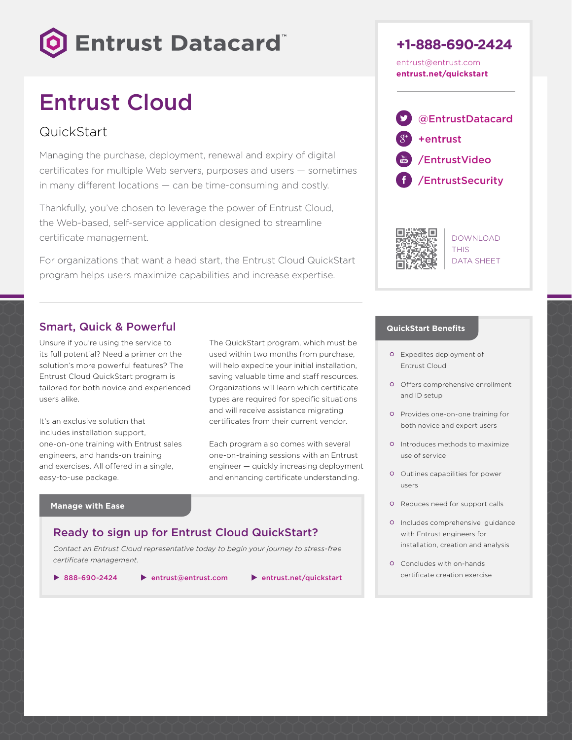# Entrust Datacard

## Entrust Cloud

### QuickStart

Managing the purchase, deployment, renewal and expiry of digital certificates for multiple Web servers, purposes and users — sometimes in many different locations — can be time-consuming and costly.

Thankfully, you've chosen to leverage the power of Entrust Cloud, the Web-based, self-service application designed to streamline certificate management.

For organizations that want a head start, the Entrust Cloud QuickStart program helps users maximize capabilities and increase expertise.

**+1-888-690-2424**

entrust@entrust.com

**entrust.net/quickstart**

@EntrustDatacard

+entrust

/EntrustVideo

/EntrustSecurity

DOWNLOAD THIS DATA SHEET

## Smart, Quick & Powerful

Unsure if you're using the service to its full potential? Need a primer on the solution's more powerful features? The Entrust Cloud QuickStart program is tailored for both novice and experienced users alike.

It's an exclusive solution that includes installation support, one-on-one training with Entrust sales engineers, and hands-on training and exercises. All offered in a single, easy-to-use package.

The QuickStart program, which must be used within two months from purchase, will help expedite your initial installation, saving valuable time and staff resources. Organizations will learn which certificate types are required for specific situations and will receive assistance migrating certificates from their current vendor.

Each program also comes with several one-on-training sessions with an Entrust engineer — quickly increasing deployment and enhancing certificate understanding.

### Manage with Ease

## Ready to sign up for Entrust Cloud QuickStart?

*Contact an Entrust Cloud representative today to begin your journey to stress-free certificate management.*

- 888-690-2424
- entrust@entrust.com
- entrust.net/quickstart

### QuickStart Benefits

- Expedites deployment of Entrust Cloud
- Offers comprehensive enrollment and ID setup
- Provides one-on-one training for both novice and expert users
- Introduces methods to maximize use of service
- Outlines capabilities for power users
- Reduces need for support calls
- Includes comprehensive guidance with Entrust engineers for installation, creation and analysis
- Concludes with on-hands certificate creation exercise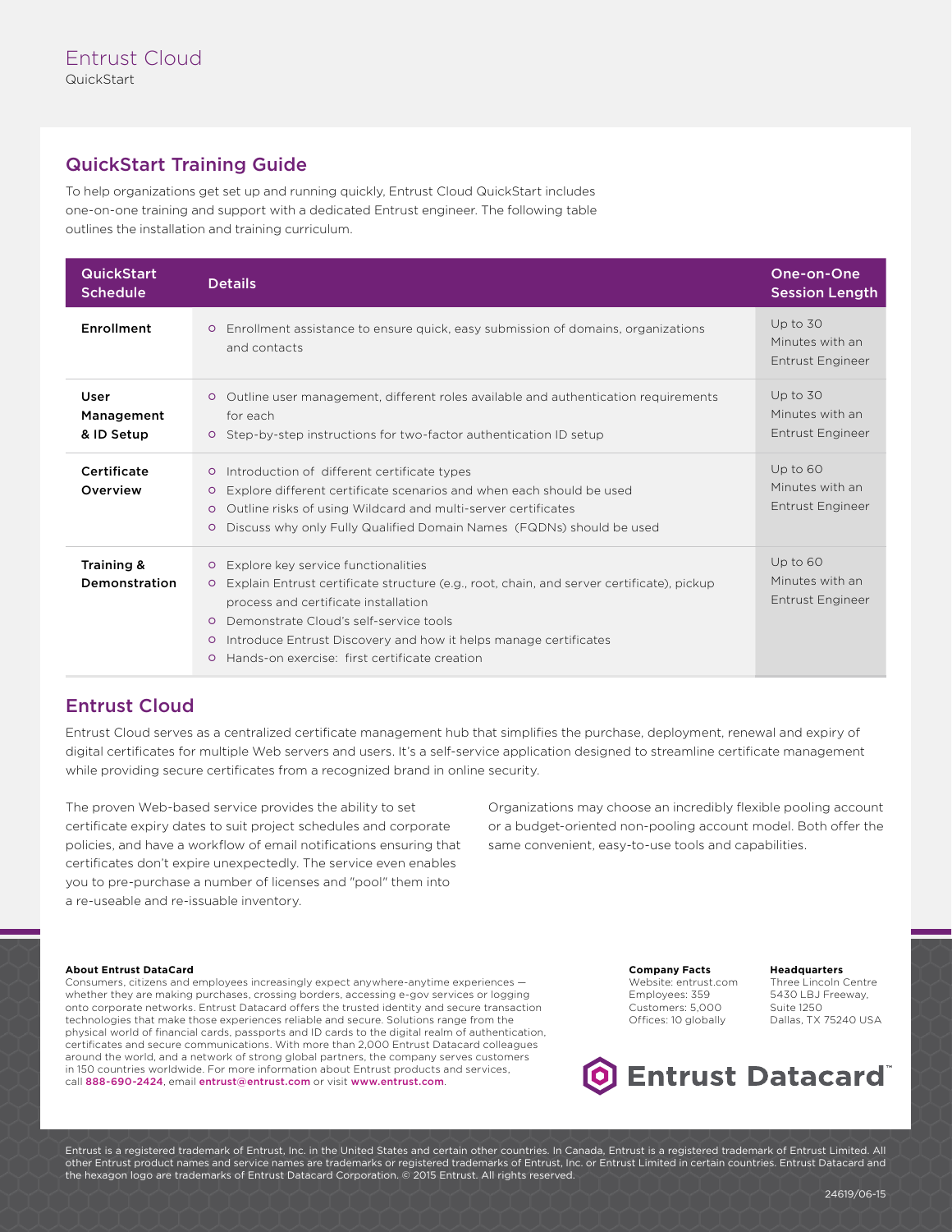# Entrust Cloud

QuickStart

## QuickStart Training Guide

To help organizations get set up and running quickly, Entrust Cloud QuickStart includes one-on-one training and support with a dedicated Entrust engineer. The following table outlines the installation and training curriculum.

| QuickStart Schedule | Details | One-on-One Session Length |
|---|---|---|
| **Enrollment** | ○ Enrollment assistance to ensure quick, easy submission of domains, organizations and contacts | Up to 30 Minutes with an Entrust Engineer |
| **User Management & ID Setup** | ○ Outline user management, different roles available and authentication requirements for each<br>○ Step-by-step instructions for two-factor authentication ID setup | Up to 30 Minutes with an Entrust Engineer |
| **Certificate Overview** | ○ Introduction of different certificate types<br>○ Explore different certificate scenarios and when each should be used<br>○ Outline risks of using Wildcard and multi-server certificates<br>○ Discuss why only Fully Qualified Domain Names (FQDNs) should be used | Up to 60 Minutes with an Entrust Engineer |
| **Training & Demonstration** | ○ Explore key service functionalities<br>○ Explain Entrust certificate structure (e.g., root, chain, and server certificate), pickup process and certificate installation<br>○ Demonstrate Cloud's self-service tools<br>○ Introduce Entrust Discovery and how it helps manage certificates<br>○ Hands-on exercise: first certificate creation | Up to 60 Minutes with an Entrust Engineer |

## Entrust Cloud

Entrust Cloud serves as a centralized certificate management hub that simplifies the purchase, deployment, renewal and expiry of digital certificates for multiple Web servers and users. It's a self-service application designed to streamline certificate management while providing secure certificates from a recognized brand in online security.

The proven Web-based service provides the ability to set certificate expiry dates to suit project schedules and corporate policies, and have a workflow of email notifications ensuring that certificates don't expire unexpectedly. The service even enables you to pre-purchase a number of licenses and "pool" them into a re-useable and re-issuable inventory.

Organizations may choose an incredibly flexible pooling account or a budget-oriented non-pooling account model. Both offer the same convenient, easy-to-use tools and capabilities.

**About Entrust DataCard**

Consumers, citizens and employees increasingly expect anywhere-anytime experiences — whether they are making purchases, crossing borders, accessing e-gov services or logging onto corporate networks. Entrust Datacard offers the trusted identity and secure transaction technologies that make those experiences reliable and secure. Solutions range from the physical world of financial cards, passports and ID cards to the digital realm of authentication, certificates and secure communications. With more than 2,000 Entrust Datacard colleagues around the world, and a network of strong global partners, the company serves customers in 150 countries worldwide. For more information about Entrust products and services, call 888-690-2424, email entrust@entrust.com or visit www.entrust.com.

**Company Facts**

Website: entrust.com
Employees: 359
Customers: 5,000
Offices: 10 globally

**Headquarters**

Three Lincoln Centre
5430 LBJ Freeway,
Suite 1250
Dallas, TX 75240 USA

Entrust Datacard™

Entrust is a registered trademark of Entrust, Inc. in the United States and certain other countries. In Canada, Entrust is a registered trademark of Entrust Limited. All other Entrust product names and service names are trademarks or registered trademarks of Entrust, Inc. or Entrust Limited in certain countries. Entrust Datacard and the hexagon logo are trademarks of Entrust Datacard Corporation. © 2015 Entrust. All rights reserved.

24619/06-15